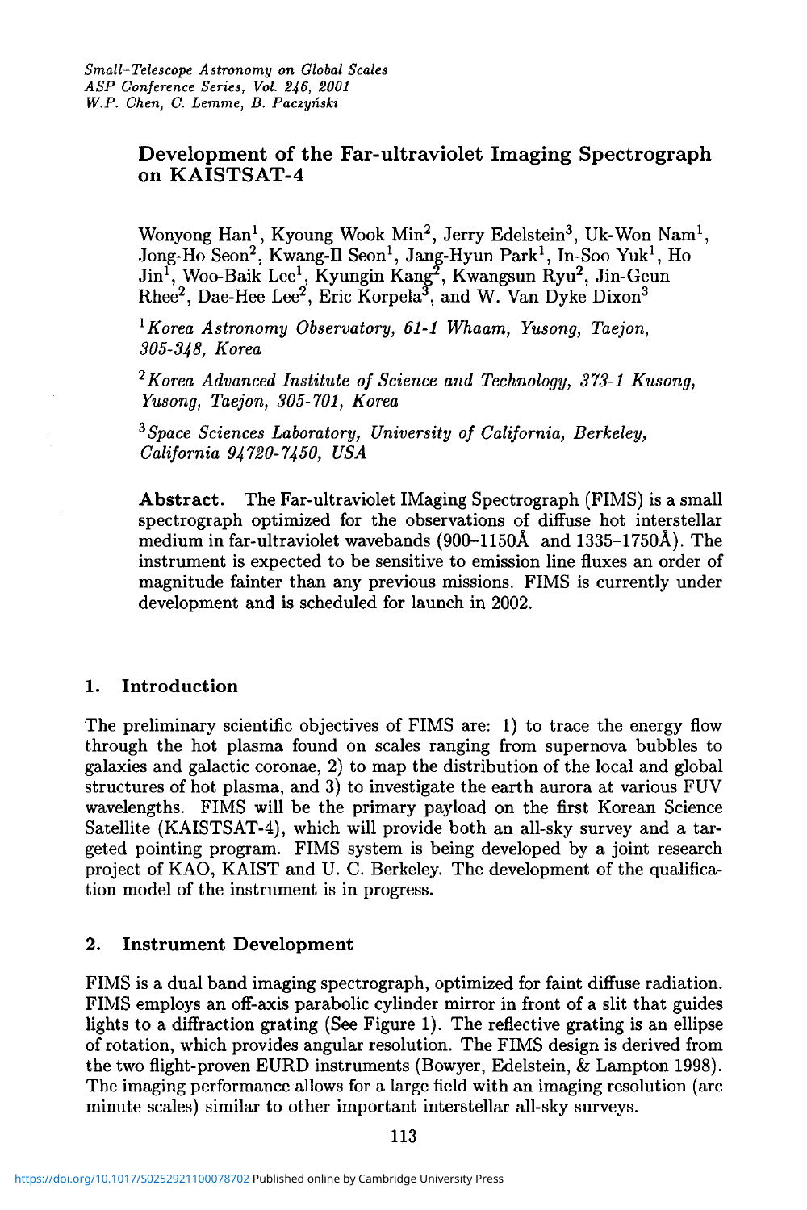# Development of the Far-ultraviolet Imaging Spectrograph on KAISTSAT-4

Wonyong Han[1], Kyoung Wook Min[2], Jerry Edelstein[3], Uk-Won Nam[1], Jong-Ho Seon[2], Kwang-Il Seon[1], Jang-Hyun Park[1], In-Soo Yuk[1], Ho Jin[1], Woo-Baik Lee[1], Kyungin Kang[2], Kwangsun Ryu[2], Jin-Geun Rhee[2], Dae-Hee Lee[2], Eric Korpela[3], and W. Van Dyke Dixon[3]

[1]*Korea Astronomy Observatory, 61-1 Whaam, Yusong, Taejon, 305-348, Korea*

[2]*Korea Advanced Institute of Science and Technology, 373-1 Kusong, Yusong, Taejon, 305-701, Korea*

[3]*Space Sciences Laboratory, University of California, Berkeley, California 94720-7450, USA*

**Abstract.** The Far-ultraviolet IMaging Spectrograph (FIMS) is a small spectrograph optimized for the observations of diffuse hot interstellar medium in far-ultraviolet wavebands (900–1150Å and 1335–1750Å). The instrument is expected to be sensitive to emission line fluxes an order of magnitude fainter than any previous missions. FIMS is currently under development and is scheduled for launch in 2002.

## 1. Introduction

The preliminary scientific objectives of FIMS are: 1) to trace the energy flow through the hot plasma found on scales ranging from supernova bubbles to galaxies and galactic coronae, 2) to map the distribution of the local and global structures of hot plasma, and 3) to investigate the earth aurora at various FUV wavelengths. FIMS will be the primary payload on the first Korean Science Satellite (KAISTSAT-4), which will provide both an all-sky survey and a targeted pointing program. FIMS system is being developed by a joint research project of KAO, KAIST and U. C. Berkeley. The development of the qualification model of the instrument is in progress.

## 2. Instrument Development

FIMS is a dual band imaging spectrograph, optimized for faint diffuse radiation. FIMS employs an off-axis parabolic cylinder mirror in front of a slit that guides lights to a diffraction grating (See Figure 1). The reflective grating is an ellipse of rotation, which provides angular resolution. The FIMS design is derived from the two flight-proven EURD instruments (Bowyer, Edelstein, & Lampton 1998). The imaging performance allows for a large field with an imaging resolution (arc minute scales) similar to other important interstellar all-sky surveys.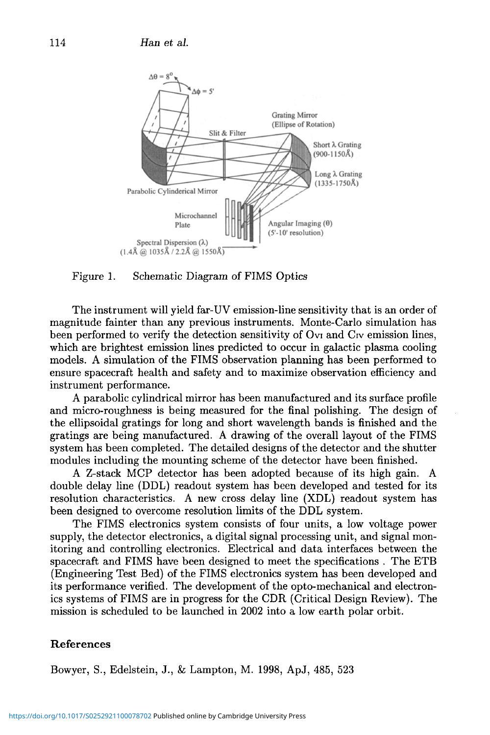Δθ = 8°

Δφ = 5'

Slit & Filter

Grating Mirror
(Ellipse of Rotation)

Short λ Grating
(900-1150Å)

Long λ Grating
(1335-1750Å)

Parabolic Cylinderical Mirror

Microchannel
Plate

Angular Imaging (θ)
(5'-10' resolution)

Spectral Dispersion (λ)
(1.4Å @ 1035Å / 2.2Å @ 1550Å)

Figure 1. Schematic Diagram of FIMS Optics

The instrument will yield far-UV emission-line sensitivity that is an order of magnitude fainter than any previous instruments. Monte-Carlo simulation has been performed to verify the detection sensitivity of O VI and C IV emission lines, which are brightest emission lines predicted to occur in galactic plasma cooling models. A simulation of the FIMS observation planning has been performed to ensure spacecraft health and safety and to maximize observation efficiency and instrument performance.

A parabolic cylindrical mirror has been manufactured and its surface profile and micro-roughness is being measured for the final polishing. The design of the ellipsoidal gratings for long and short wavelength bands is finished and the gratings are being manufactured. A drawing of the overall layout of the FIMS system has been completed. The detailed designs of the detector and the shutter modules including the mounting scheme of the detector have been finished.

A Z-stack MCP detector has been adopted because of its high gain. A double delay line (DDL) readout system has been developed and tested for its resolution characteristics. A new cross delay line (XDL) readout system has been designed to overcome resolution limits of the DDL system.

The FIMS electronics system consists of four units, a low voltage power supply, the detector electronics, a digital signal processing unit, and signal monitoring and controlling electronics. Electrical and data interfaces between the spacecraft and FIMS have been designed to meet the specifications . The ETB (Engineering Test Bed) of the FIMS electronics system has been developed and its performance verified. The development of the opto-mechanical and electronics systems of FIMS are in progress for the CDR (Critical Design Review). The mission is scheduled to be launched in 2002 into a low earth polar orbit.

## References

Bowyer, S., Edelstein, J., & Lampton, M. 1998, ApJ, 485, 523